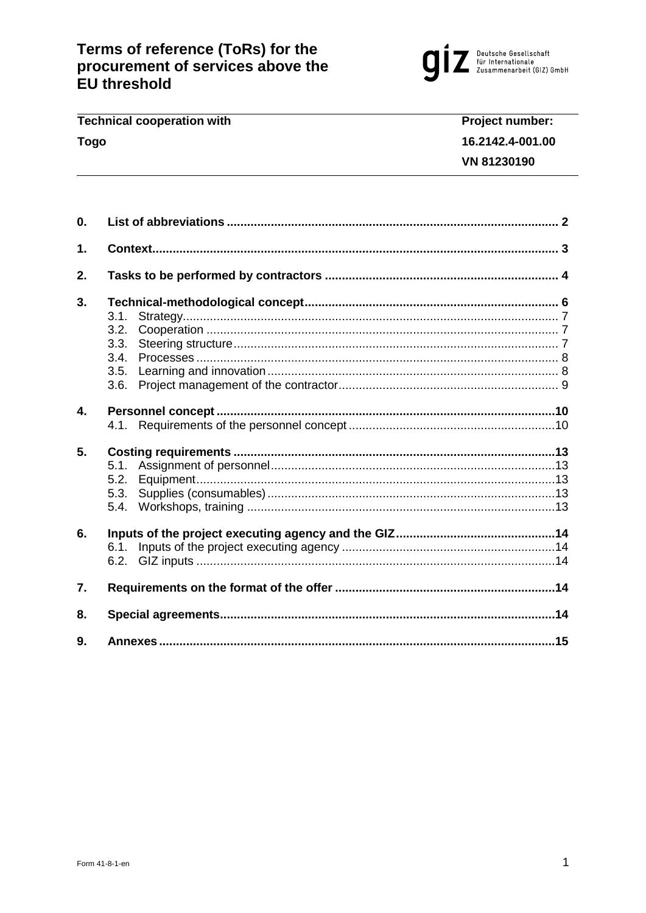# Terms of reference (ToRs) for the procurement of services above the EU threshold

Deutsche Gesellschaft für Internationale Zusammenarbeit (GIZ) GmbH

| Technical cooperation with | Project number: |
| --- | --- |
| Togo | 16.2142.4-001.00 |
| | VN 81230190 |

0. **List of abbreviations** .......... 2
1. **Context** .......... 3
2. **Tasks to be performed by contractors** .......... 4
3. **Technical-methodological concept** .......... 6
   - 3.1. Strategy .......... 7
   - 3.2. Cooperation .......... 7
   - 3.3. Steering structure .......... 7
   - 3.4. Processes .......... 8
   - 3.5. Learning and innovation .......... 8
   - 3.6. Project management of the contractor .......... 9
4. **Personnel concept** .......... 10
   - 4.1. Requirements of the personnel concept .......... 10
5. **Costing requirements** .......... 13
   - 5.1. Assignment of personnel .......... 13
   - 5.2. Equipment .......... 13
   - 5.3. Supplies (consumables) .......... 13
   - 5.4. Workshops, training .......... 13
6. **Inputs of the project executing agency and the GIZ** .......... 14
   - 6.1. Inputs of the project executing agency .......... 14
   - 6.2. GIZ inputs .......... 14
7. **Requirements on the format of the offer** .......... 14
8. **Special agreements** .......... 14
9. **Annexes** .......... 15

Form 41-8-1-en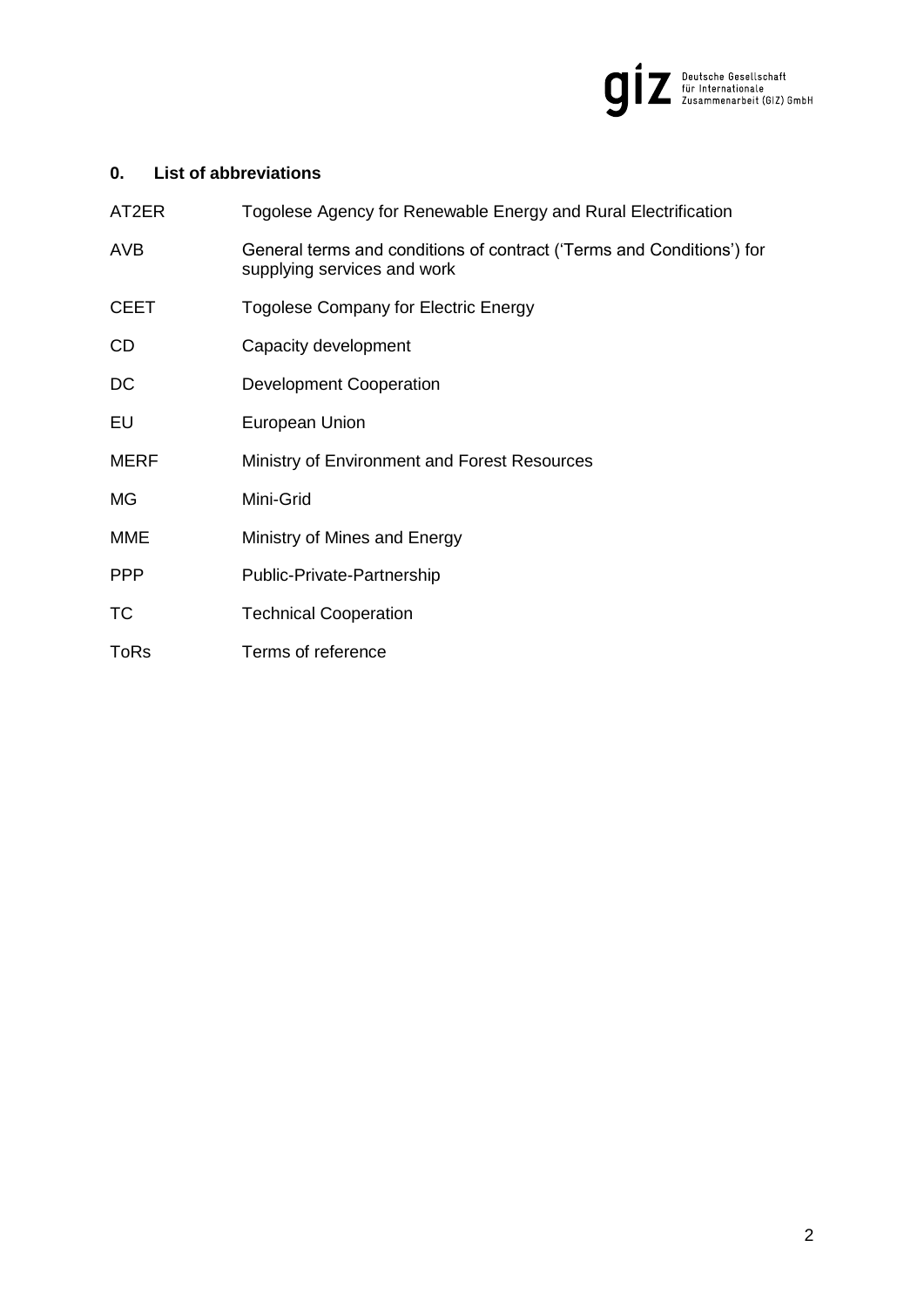## 0. List of abbreviations

| | |
|---|---|
| AT2ER | Togolese Agency for Renewable Energy and Rural Electrification |
| AVB | General terms and conditions of contract ('Terms and Conditions') for supplying services and work |
| CEET | Togolese Company for Electric Energy |
| CD | Capacity development |
| DC | Development Cooperation |
| EU | European Union |
| MERF | Ministry of Environment and Forest Resources |
| MG | Mini-Grid |
| MME | Ministry of Mines and Energy |
| PPP | Public-Private-Partnership |
| TC | Technical Cooperation |
| ToRs | Terms of reference |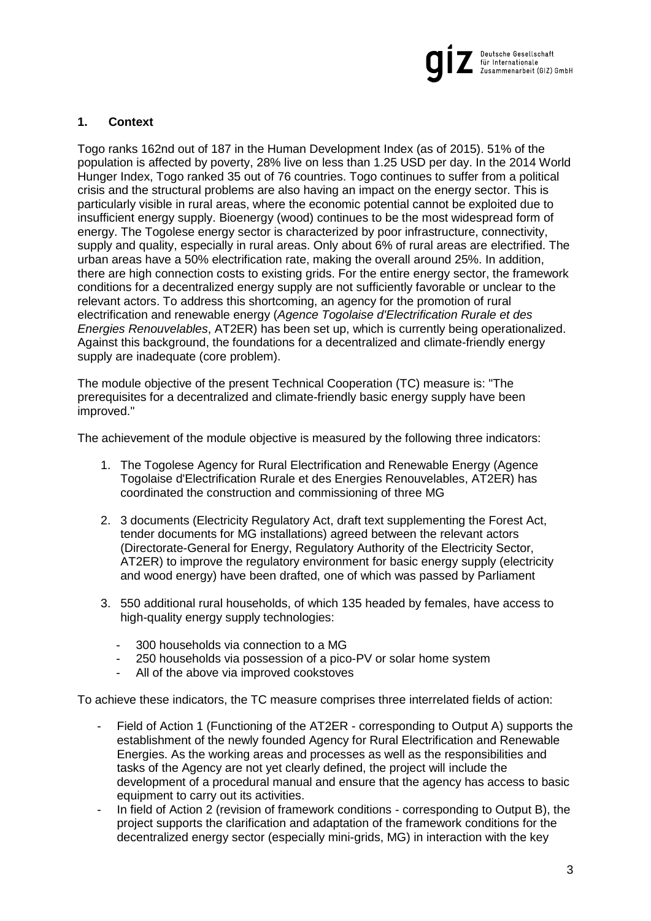## 1. Context

Togo ranks 162nd out of 187 in the Human Development Index (as of 2015). 51% of the population is affected by poverty, 28% live on less than 1.25 USD per day. In the 2014 World Hunger Index, Togo ranked 35 out of 76 countries. Togo continues to suffer from a political crisis and the structural problems are also having an impact on the energy sector. This is particularly visible in rural areas, where the economic potential cannot be exploited due to insufficient energy supply. Bioenergy (wood) continues to be the most widespread form of energy. The Togolese energy sector is characterized by poor infrastructure, connectivity, supply and quality, especially in rural areas. Only about 6% of rural areas are electrified. The urban areas have a 50% electrification rate, making the overall around 25%. In addition, there are high connection costs to existing grids. For the entire energy sector, the framework conditions for a decentralized energy supply are not sufficiently favorable or unclear to the relevant actors. To address this shortcoming, an agency for the promotion of rural electrification and renewable energy (*Agence Togolaise d'Electrification Rurale et des Energies Renouvelables*, AT2ER) has been set up, which is currently being operationalized. Against this background, the foundations for a decentralized and climate-friendly energy supply are inadequate (core problem).

The module objective of the present Technical Cooperation (TC) measure is: "The prerequisites for a decentralized and climate-friendly basic energy supply have been improved."

The achievement of the module objective is measured by the following three indicators:

1. The Togolese Agency for Rural Electrification and Renewable Energy (Agence Togolaise d'Electrification Rurale et des Energies Renouvelables, AT2ER) has coordinated the construction and commissioning of three MG
2. 3 documents (Electricity Regulatory Act, draft text supplementing the Forest Act, tender documents for MG installations) agreed between the relevant actors (Directorate-General for Energy, Regulatory Authority of the Electricity Sector, AT2ER) to improve the regulatory environment for basic energy supply (electricity and wood energy) have been drafted, one of which was passed by Parliament
3. 550 additional rural households, of which 135 headed by females, have access to high-quality energy supply technologies:
   - 300 households via connection to a MG
   - 250 households via possession of a pico-PV or solar home system
   - All of the above via improved cookstoves

To achieve these indicators, the TC measure comprises three interrelated fields of action:

- Field of Action 1 (Functioning of the AT2ER - corresponding to Output A) supports the establishment of the newly founded Agency for Rural Electrification and Renewable Energies. As the working areas and processes as well as the responsibilities and tasks of the Agency are not yet clearly defined, the project will include the development of a procedural manual and ensure that the agency has access to basic equipment to carry out its activities.
- In field of Action 2 (revision of framework conditions - corresponding to Output B), the project supports the clarification and adaptation of the framework conditions for the decentralized energy sector (especially mini-grids, MG) in interaction with the key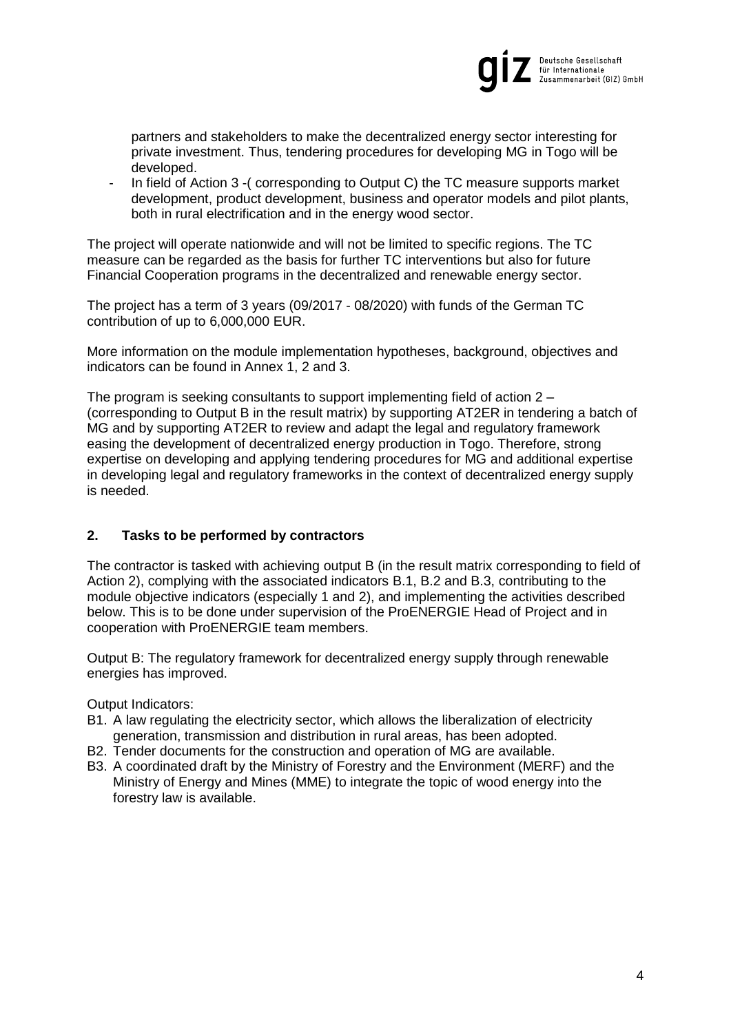partners and stakeholders to make the decentralized energy sector interesting for private investment. Thus, tendering procedures for developing MG in Togo will be developed.

- In field of Action 3 -( corresponding to Output C) the TC measure supports market development, product development, business and operator models and pilot plants, both in rural electrification and in the energy wood sector.

The project will operate nationwide and will not be limited to specific regions. The TC measure can be regarded as the basis for further TC interventions but also for future Financial Cooperation programs in the decentralized and renewable energy sector.

The project has a term of 3 years (09/2017 - 08/2020) with funds of the German TC contribution of up to 6,000,000 EUR.

More information on the module implementation hypotheses, background, objectives and indicators can be found in Annex 1, 2 and 3.

The program is seeking consultants to support implementing field of action 2 – (corresponding to Output B in the result matrix) by supporting AT2ER in tendering a batch of MG and by supporting AT2ER to review and adapt the legal and regulatory framework easing the development of decentralized energy production in Togo. Therefore, strong expertise on developing and applying tendering procedures for MG and additional expertise in developing legal and regulatory frameworks in the context of decentralized energy supply is needed.

## 2. Tasks to be performed by contractors

The contractor is tasked with achieving output B (in the result matrix corresponding to field of Action 2), complying with the associated indicators B.1, B.2 and B.3, contributing to the module objective indicators (especially 1 and 2), and implementing the activities described below. This is to be done under supervision of the ProENERGIE Head of Project and in cooperation with ProENERGIE team members.

Output B: The regulatory framework for decentralized energy supply through renewable energies has improved.

Output Indicators:

B1. A law regulating the electricity sector, which allows the liberalization of electricity generation, transmission and distribution in rural areas, has been adopted.

B2. Tender documents for the construction and operation of MG are available.

B3. A coordinated draft by the Ministry of Forestry and the Environment (MERF) and the Ministry of Energy and Mines (MME) to integrate the topic of wood energy into the forestry law is available.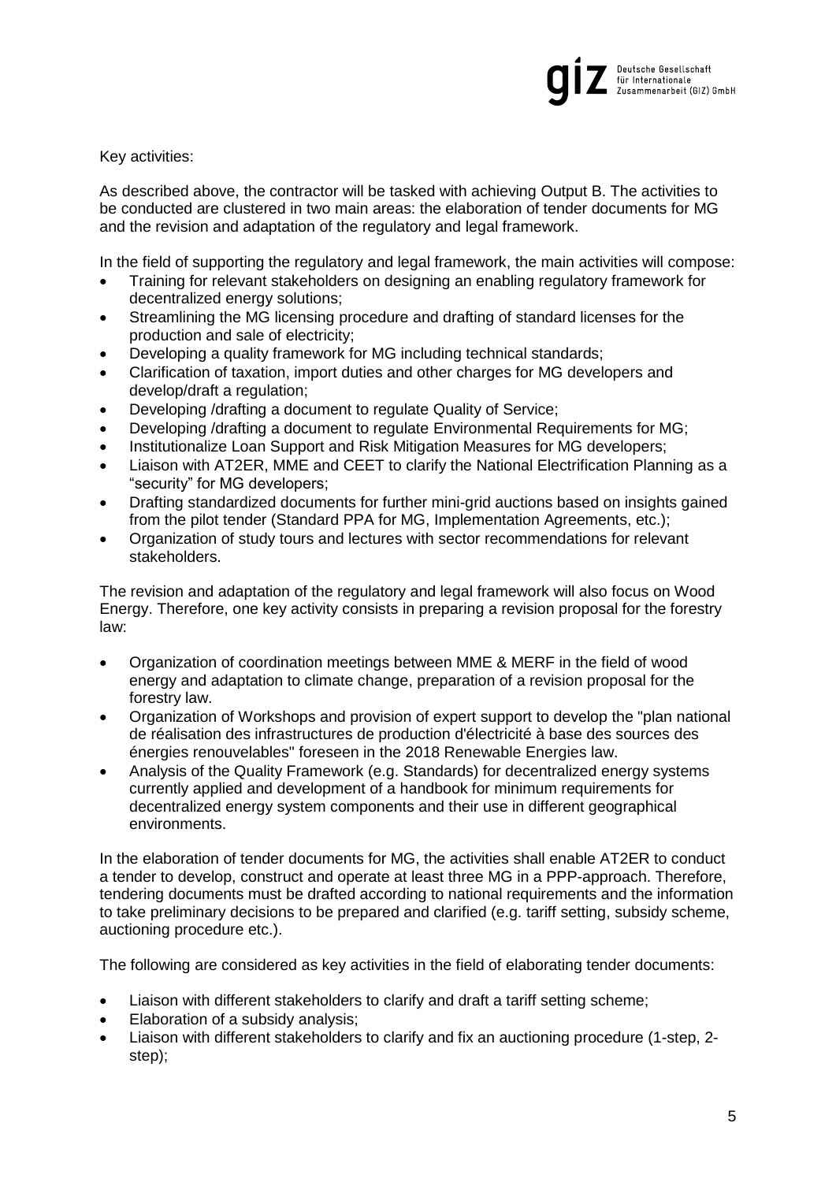Key activities:

As described above, the contractor will be tasked with achieving Output B. The activities to be conducted are clustered in two main areas: the elaboration of tender documents for MG and the revision and adaptation of the regulatory and legal framework.

In the field of supporting the regulatory and legal framework, the main activities will compose:

- Training for relevant stakeholders on designing an enabling regulatory framework for decentralized energy solutions;
- Streamlining the MG licensing procedure and drafting of standard licenses for the production and sale of electricity;
- Developing a quality framework for MG including technical standards;
- Clarification of taxation, import duties and other charges for MG developers and develop/draft a regulation;
- Developing /drafting a document to regulate Quality of Service;
- Developing /drafting a document to regulate Environmental Requirements for MG;
- Institutionalize Loan Support and Risk Mitigation Measures for MG developers;
- Liaison with AT2ER, MME and CEET to clarify the National Electrification Planning as a "security" for MG developers;
- Drafting standardized documents for further mini-grid auctions based on insights gained from the pilot tender (Standard PPA for MG, Implementation Agreements, etc.);
- Organization of study tours and lectures with sector recommendations for relevant stakeholders.

The revision and adaptation of the regulatory and legal framework will also focus on Wood Energy. Therefore, one key activity consists in preparing a revision proposal for the forestry law:

- Organization of coordination meetings between MME & MERF in the field of wood energy and adaptation to climate change, preparation of a revision proposal for the forestry law.
- Organization of Workshops and provision of expert support to develop the "plan national de réalisation des infrastructures de production d'électricité à base des sources des énergies renouvelables" foreseen in the 2018 Renewable Energies law.
- Analysis of the Quality Framework (e.g. Standards) for decentralized energy systems currently applied and development of a handbook for minimum requirements for decentralized energy system components and their use in different geographical environments.

In the elaboration of tender documents for MG, the activities shall enable AT2ER to conduct a tender to develop, construct and operate at least three MG in a PPP-approach. Therefore, tendering documents must be drafted according to national requirements and the information to take preliminary decisions to be prepared and clarified (e.g. tariff setting, subsidy scheme, auctioning procedure etc.).

The following are considered as key activities in the field of elaborating tender documents:

- Liaison with different stakeholders to clarify and draft a tariff setting scheme;
- Elaboration of a subsidy analysis;
- Liaison with different stakeholders to clarify and fix an auctioning procedure (1-step, 2-step);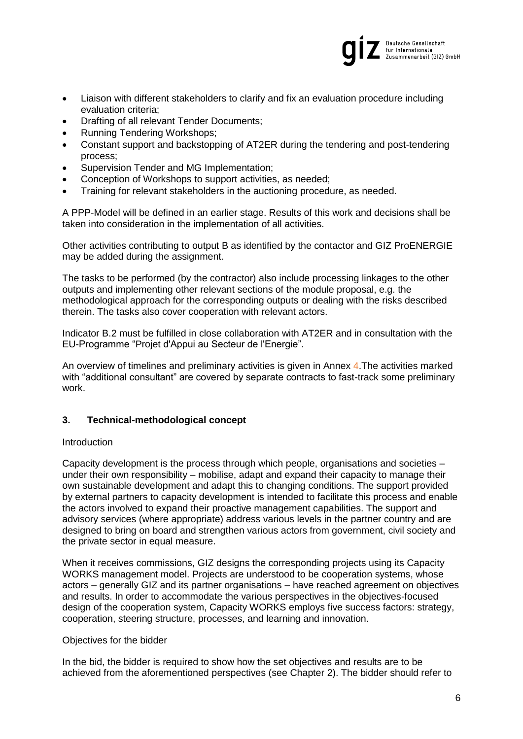- Liaison with different stakeholders to clarify and fix an evaluation procedure including evaluation criteria;
- Drafting of all relevant Tender Documents;
- Running Tendering Workshops;
- Constant support and backstopping of AT2ER during the tendering and post-tendering process;
- Supervision Tender and MG Implementation;
- Conception of Workshops to support activities, as needed;
- Training for relevant stakeholders in the auctioning procedure, as needed.

A PPP-Model will be defined in an earlier stage. Results of this work and decisions shall be taken into consideration in the implementation of all activities.

Other activities contributing to output B as identified by the contactor and GIZ ProENERGIE may be added during the assignment.

The tasks to be performed (by the contractor) also include processing linkages to the other outputs and implementing other relevant sections of the module proposal, e.g. the methodological approach for the corresponding outputs or dealing with the risks described therein. The tasks also cover cooperation with relevant actors.

Indicator B.2 must be fulfilled in close collaboration with AT2ER and in consultation with the EU-Programme "Projet d'Appui au Secteur de l'Energie".

An overview of timelines and preliminary activities is given in Annex 4.The activities marked with "additional consultant" are covered by separate contracts to fast-track some preliminary work.

## 3. Technical-methodological concept

Introduction

Capacity development is the process through which people, organisations and societies – under their own responsibility – mobilise, adapt and expand their capacity to manage their own sustainable development and adapt this to changing conditions. The support provided by external partners to capacity development is intended to facilitate this process and enable the actors involved to expand their proactive management capabilities. The support and advisory services (where appropriate) address various levels in the partner country and are designed to bring on board and strengthen various actors from government, civil society and the private sector in equal measure.

When it receives commissions, GIZ designs the corresponding projects using its Capacity WORKS management model. Projects are understood to be cooperation systems, whose actors – generally GIZ and its partner organisations – have reached agreement on objectives and results. In order to accommodate the various perspectives in the objectives-focused design of the cooperation system, Capacity WORKS employs five success factors: strategy, cooperation, steering structure, processes, and learning and innovation.

Objectives for the bidder

In the bid, the bidder is required to show how the set objectives and results are to be achieved from the aforementioned perspectives (see Chapter 2). The bidder should refer to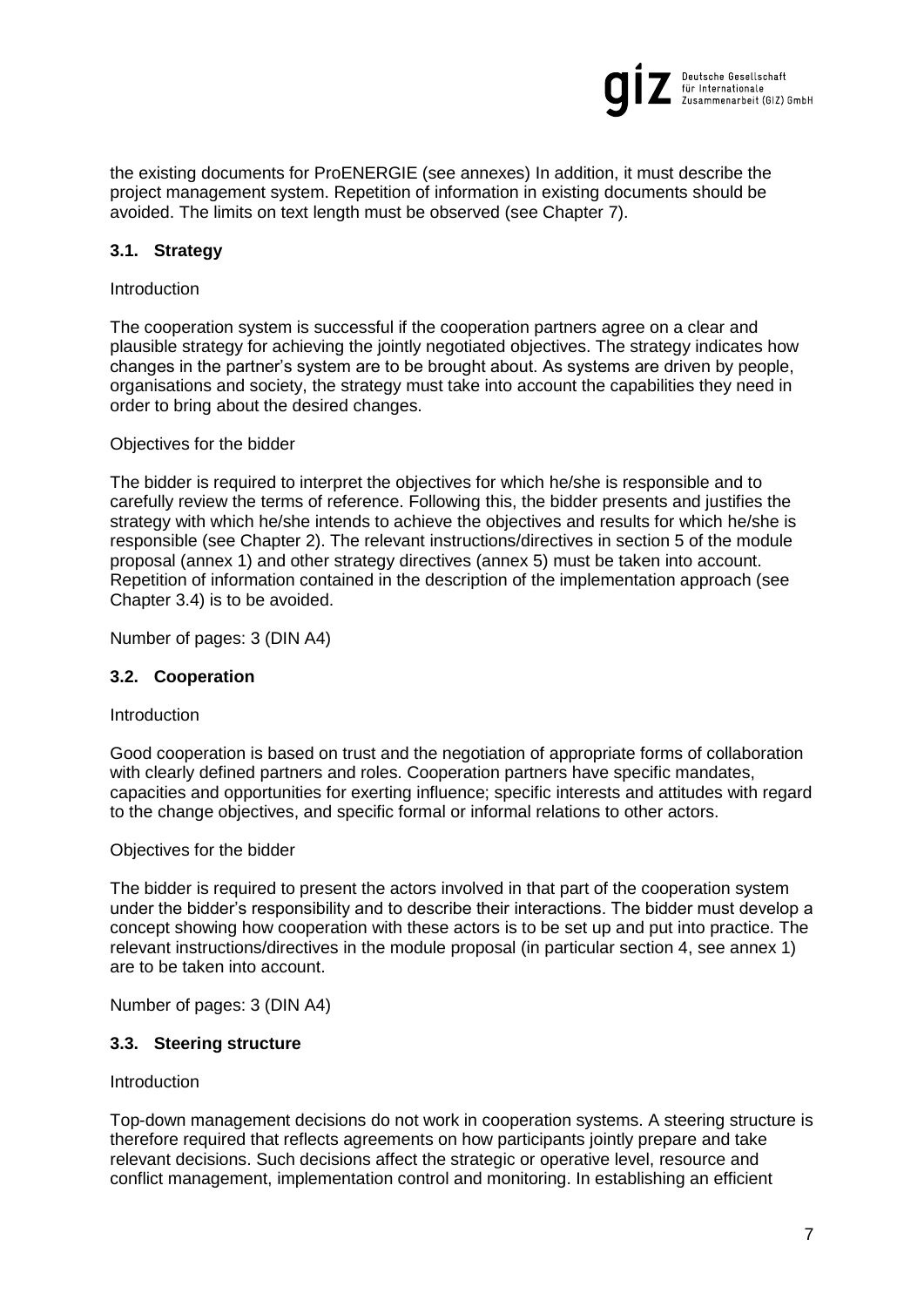the existing documents for ProENERGIE (see annexes) In addition, it must describe the project management system. Repetition of information in existing documents should be avoided. The limits on text length must be observed (see Chapter 7).

### 3.1. Strategy

Introduction

The cooperation system is successful if the cooperation partners agree on a clear and plausible strategy for achieving the jointly negotiated objectives. The strategy indicates how changes in the partner's system are to be brought about. As systems are driven by people, organisations and society, the strategy must take into account the capabilities they need in order to bring about the desired changes.

Objectives for the bidder

The bidder is required to interpret the objectives for which he/she is responsible and to carefully review the terms of reference. Following this, the bidder presents and justifies the strategy with which he/she intends to achieve the objectives and results for which he/she is responsible (see Chapter 2). The relevant instructions/directives in section 5 of the module proposal (annex 1) and other strategy directives (annex 5) must be taken into account. Repetition of information contained in the description of the implementation approach (see Chapter 3.4) is to be avoided.

Number of pages: 3 (DIN A4)

### 3.2. Cooperation

Introduction

Good cooperation is based on trust and the negotiation of appropriate forms of collaboration with clearly defined partners and roles. Cooperation partners have specific mandates, capacities and opportunities for exerting influence; specific interests and attitudes with regard to the change objectives, and specific formal or informal relations to other actors.

Objectives for the bidder

The bidder is required to present the actors involved in that part of the cooperation system under the bidder's responsibility and to describe their interactions. The bidder must develop a concept showing how cooperation with these actors is to be set up and put into practice. The relevant instructions/directives in the module proposal (in particular section 4, see annex 1) are to be taken into account.

Number of pages: 3 (DIN A4)

### 3.3. Steering structure

Introduction

Top-down management decisions do not work in cooperation systems. A steering structure is therefore required that reflects agreements on how participants jointly prepare and take relevant decisions. Such decisions affect the strategic or operative level, resource and conflict management, implementation control and monitoring. In establishing an efficient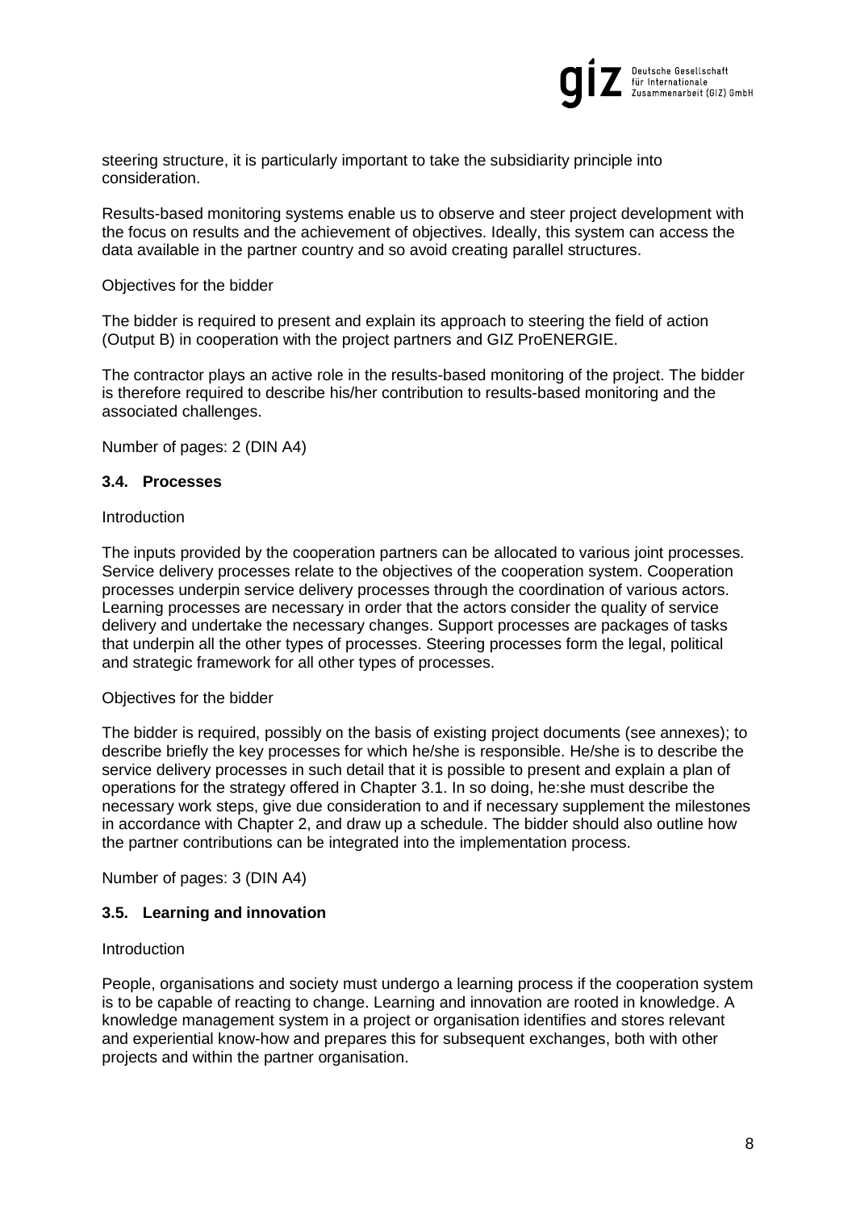steering structure, it is particularly important to take the subsidiarity principle into consideration.

Results-based monitoring systems enable us to observe and steer project development with the focus on results and the achievement of objectives. Ideally, this system can access the data available in the partner country and so avoid creating parallel structures.

Objectives for the bidder

The bidder is required to present and explain its approach to steering the field of action (Output B) in cooperation with the project partners and GIZ ProENERGIE.

The contractor plays an active role in the results-based monitoring of the project. The bidder is therefore required to describe his/her contribution to results-based monitoring and the associated challenges.

Number of pages: 2 (DIN A4)

### 3.4. Processes

Introduction

The inputs provided by the cooperation partners can be allocated to various joint processes. Service delivery processes relate to the objectives of the cooperation system. Cooperation processes underpin service delivery processes through the coordination of various actors. Learning processes are necessary in order that the actors consider the quality of service delivery and undertake the necessary changes. Support processes are packages of tasks that underpin all the other types of processes. Steering processes form the legal, political and strategic framework for all other types of processes.

Objectives for the bidder

The bidder is required, possibly on the basis of existing project documents (see annexes); to describe briefly the key processes for which he/she is responsible. He/she is to describe the service delivery processes in such detail that it is possible to present and explain a plan of operations for the strategy offered in Chapter 3.1. In so doing, he:she must describe the necessary work steps, give due consideration to and if necessary supplement the milestones in accordance with Chapter 2, and draw up a schedule. The bidder should also outline how the partner contributions can be integrated into the implementation process.

Number of pages: 3 (DIN A4)

### 3.5. Learning and innovation

Introduction

People, organisations and society must undergo a learning process if the cooperation system is to be capable of reacting to change. Learning and innovation are rooted in knowledge. A knowledge management system in a project or organisation identifies and stores relevant and experiential know-how and prepares this for subsequent exchanges, both with other projects and within the partner organisation.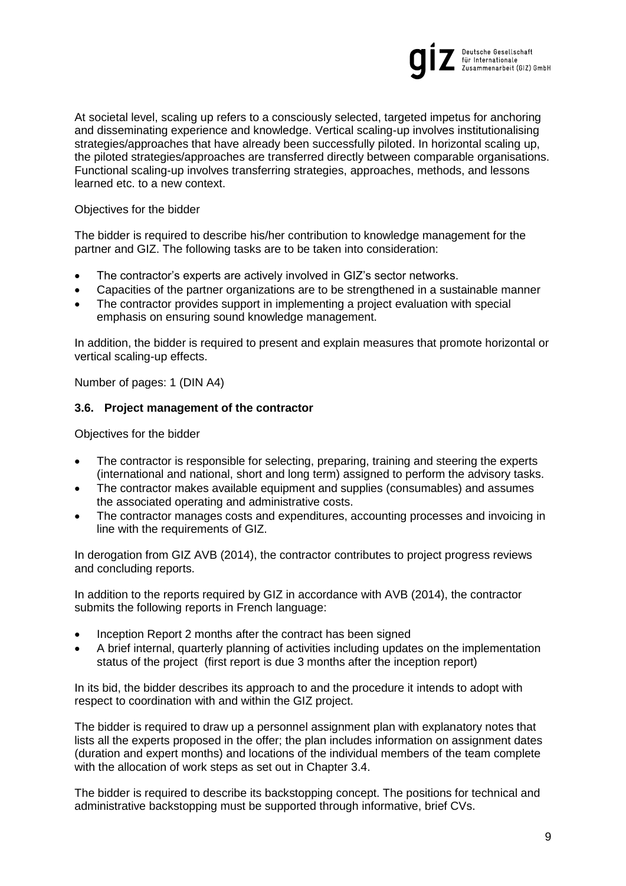At societal level, scaling up refers to a consciously selected, targeted impetus for anchoring and disseminating experience and knowledge. Vertical scaling-up involves institutionalising strategies/approaches that have already been successfully piloted. In horizontal scaling up, the piloted strategies/approaches are transferred directly between comparable organisations. Functional scaling-up involves transferring strategies, approaches, methods, and lessons learned etc. to a new context.

Objectives for the bidder

The bidder is required to describe his/her contribution to knowledge management for the partner and GIZ. The following tasks are to be taken into consideration:

- The contractor's experts are actively involved in GIZ's sector networks.
- Capacities of the partner organizations are to be strengthened in a sustainable manner
- The contractor provides support in implementing a project evaluation with special emphasis on ensuring sound knowledge management.

In addition, the bidder is required to present and explain measures that promote horizontal or vertical scaling-up effects.

Number of pages: 1 (DIN A4)

### 3.6. Project management of the contractor

Objectives for the bidder

- The contractor is responsible for selecting, preparing, training and steering the experts (international and national, short and long term) assigned to perform the advisory tasks.
- The contractor makes available equipment and supplies (consumables) and assumes the associated operating and administrative costs.
- The contractor manages costs and expenditures, accounting processes and invoicing in line with the requirements of GIZ.

In derogation from GIZ AVB (2014), the contractor contributes to project progress reviews and concluding reports.

In addition to the reports required by GIZ in accordance with AVB (2014), the contractor submits the following reports in French language:

- Inception Report 2 months after the contract has been signed
- A brief internal, quarterly planning of activities including updates on the implementation status of the project (first report is due 3 months after the inception report)

In its bid, the bidder describes its approach to and the procedure it intends to adopt with respect to coordination with and within the GIZ project.

The bidder is required to draw up a personnel assignment plan with explanatory notes that lists all the experts proposed in the offer; the plan includes information on assignment dates (duration and expert months) and locations of the individual members of the team complete with the allocation of work steps as set out in Chapter 3.4.

The bidder is required to describe its backstopping concept. The positions for technical and administrative backstopping must be supported through informative, brief CVs.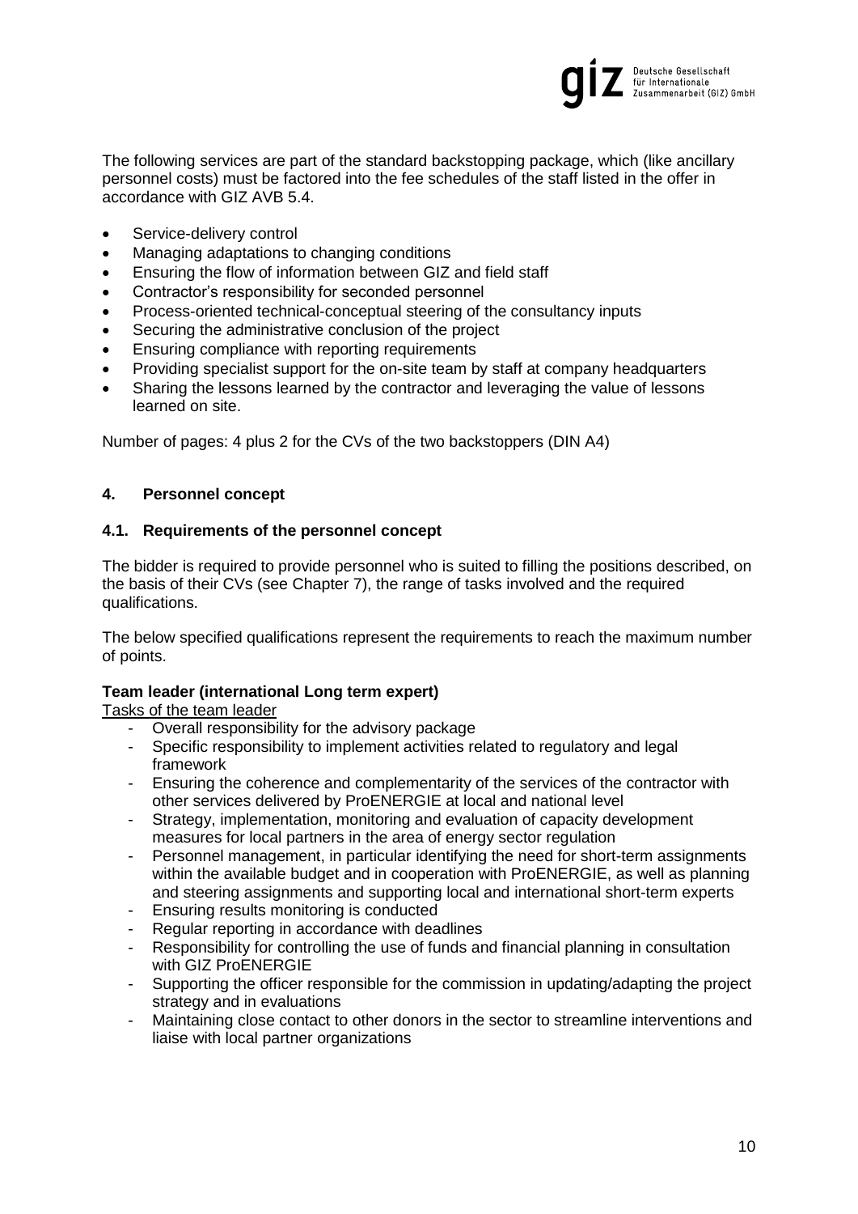The following services are part of the standard backstopping package, which (like ancillary personnel costs) must be factored into the fee schedules of the staff listed in the offer in accordance with GIZ AVB 5.4.

- Service-delivery control
- Managing adaptations to changing conditions
- Ensuring the flow of information between GIZ and field staff
- Contractor's responsibility for seconded personnel
- Process-oriented technical-conceptual steering of the consultancy inputs
- Securing the administrative conclusion of the project
- Ensuring compliance with reporting requirements
- Providing specialist support for the on-site team by staff at company headquarters
- Sharing the lessons learned by the contractor and leveraging the value of lessons learned on site.

Number of pages: 4 plus 2 for the CVs of the two backstoppers (DIN A4)

## 4. Personnel concept

### 4.1. Requirements of the personnel concept

The bidder is required to provide personnel who is suited to filling the positions described, on the basis of their CVs (see Chapter 7), the range of tasks involved and the required qualifications.

The below specified qualifications represent the requirements to reach the maximum number of points.

**Team leader (international Long term expert)**

Tasks of the team leader

- Overall responsibility for the advisory package
- Specific responsibility to implement activities related to regulatory and legal framework
- Ensuring the coherence and complementarity of the services of the contractor with other services delivered by ProENERGIE at local and national level
- Strategy, implementation, monitoring and evaluation of capacity development measures for local partners in the area of energy sector regulation
- Personnel management, in particular identifying the need for short-term assignments within the available budget and in cooperation with ProENERGIE, as well as planning and steering assignments and supporting local and international short-term experts
- Ensuring results monitoring is conducted
- Regular reporting in accordance with deadlines
- Responsibility for controlling the use of funds and financial planning in consultation with GIZ ProENERGIE
- Supporting the officer responsible for the commission in updating/adapting the project strategy and in evaluations
- Maintaining close contact to other donors in the sector to streamline interventions and liaise with local partner organizations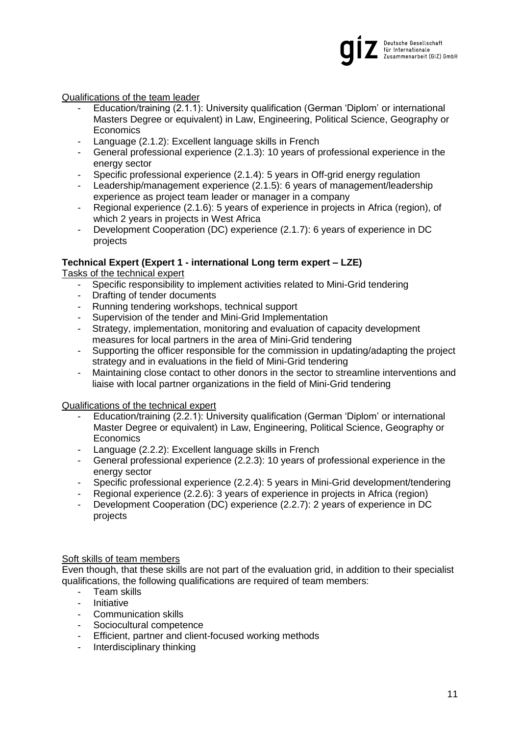Qualifications of the team leader

- Education/training (2.1.1): University qualification (German 'Diplom' or international Masters Degree or equivalent) in Law, Engineering, Political Science, Geography or Economics
- Language (2.1.2): Excellent language skills in French
- General professional experience (2.1.3): 10 years of professional experience in the energy sector
- Specific professional experience (2.1.4): 5 years in Off-grid energy regulation
- Leadership/management experience (2.1.5): 6 years of management/leadership experience as project team leader or manager in a company
- Regional experience (2.1.6): 5 years of experience in projects in Africa (region), of which 2 years in projects in West Africa
- Development Cooperation (DC) experience (2.1.7): 6 years of experience in DC projects

**Technical Expert (Expert 1 - international Long term expert – LZE)**

Tasks of the technical expert

- Specific responsibility to implement activities related to Mini-Grid tendering
- Drafting of tender documents
- Running tendering workshops, technical support
- Supervision of the tender and Mini-Grid Implementation
- Strategy, implementation, monitoring and evaluation of capacity development measures for local partners in the area of Mini-Grid tendering
- Supporting the officer responsible for the commission in updating/adapting the project strategy and in evaluations in the field of Mini-Grid tendering
- Maintaining close contact to other donors in the sector to streamline interventions and liaise with local partner organizations in the field of Mini-Grid tendering

Qualifications of the technical expert

- Education/training (2.2.1): University qualification (German 'Diplom' or international Master Degree or equivalent) in Law, Engineering, Political Science, Geography or Economics
- Language (2.2.2): Excellent language skills in French
- General professional experience (2.2.3): 10 years of professional experience in the energy sector
- Specific professional experience (2.2.4): 5 years in Mini-Grid development/tendering
- Regional experience (2.2.6): 3 years of experience in projects in Africa (region)
- Development Cooperation (DC) experience (2.2.7): 2 years of experience in DC projects

Soft skills of team members

Even though, that these skills are not part of the evaluation grid, in addition to their specialist qualifications, the following qualifications are required of team members:

- Team skills
- Initiative
- Communication skills
- Sociocultural competence
- Efficient, partner and client-focused working methods
- Interdisciplinary thinking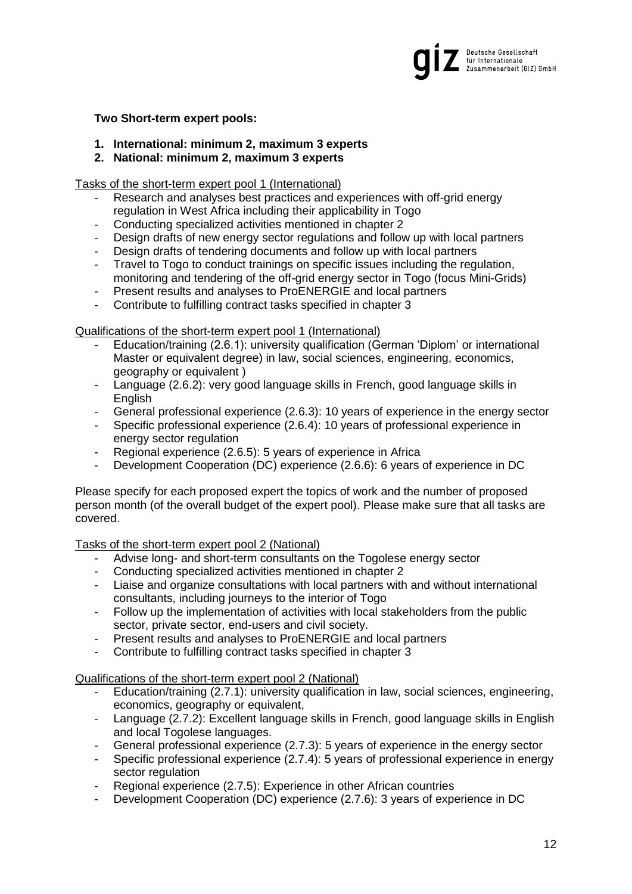**Two Short-term expert pools:**

1. **International: minimum 2, maximum 3 experts**
2. **National: minimum 2, maximum 3 experts**

<u>Tasks of the short-term expert pool 1 (International)</u>

- Research and analyses best practices and experiences with off-grid energy regulation in West Africa including their applicability in Togo
- Conducting specialized activities mentioned in chapter 2
- Design drafts of new energy sector regulations and follow up with local partners
- Design drafts of tendering documents and follow up with local partners
- Travel to Togo to conduct trainings on specific issues including the regulation, monitoring and tendering of the off-grid energy sector in Togo (focus Mini-Grids)
- Present results and analyses to ProENERGIE and local partners
- Contribute to fulfilling contract tasks specified in chapter 3

<u>Qualifications of the short-term expert pool 1 (International)</u>

- Education/training (2.6.1): university qualification (German 'Diplom' or international Master or equivalent degree) in law, social sciences, engineering, economics, geography or equivalent )
- Language (2.6.2): very good language skills in French, good language skills in English
- General professional experience (2.6.3): 10 years of experience in the energy sector
- Specific professional experience (2.6.4): 10 years of professional experience in energy sector regulation
- Regional experience (2.6.5): 5 years of experience in Africa
- Development Cooperation (DC) experience (2.6.6): 6 years of experience in DC

Please specify for each proposed expert the topics of work and the number of proposed person month (of the overall budget of the expert pool). Please make sure that all tasks are covered.

<u>Tasks of the short-term expert pool 2 (National)</u>

- Advise long- and short-term consultants on the Togolese energy sector
- Conducting specialized activities mentioned in chapter 2
- Liaise and organize consultations with local partners with and without international consultants, including journeys to the interior of Togo
- Follow up the implementation of activities with local stakeholders from the public sector, private sector, end-users and civil society.
- Present results and analyses to ProENERGIE and local partners
- Contribute to fulfilling contract tasks specified in chapter 3

<u>Qualifications of the short-term expert pool 2 (National)</u>

- Education/training (2.7.1): university qualification in law, social sciences, engineering, economics, geography or equivalent,
- Language (2.7.2): Excellent language skills in French, good language skills in English and local Togolese languages.
- General professional experience (2.7.3): 5 years of experience in the energy sector
- Specific professional experience (2.7.4): 5 years of professional experience in energy sector regulation
- Regional experience (2.7.5): Experience in other African countries
- Development Cooperation (DC) experience (2.7.6): 3 years of experience in DC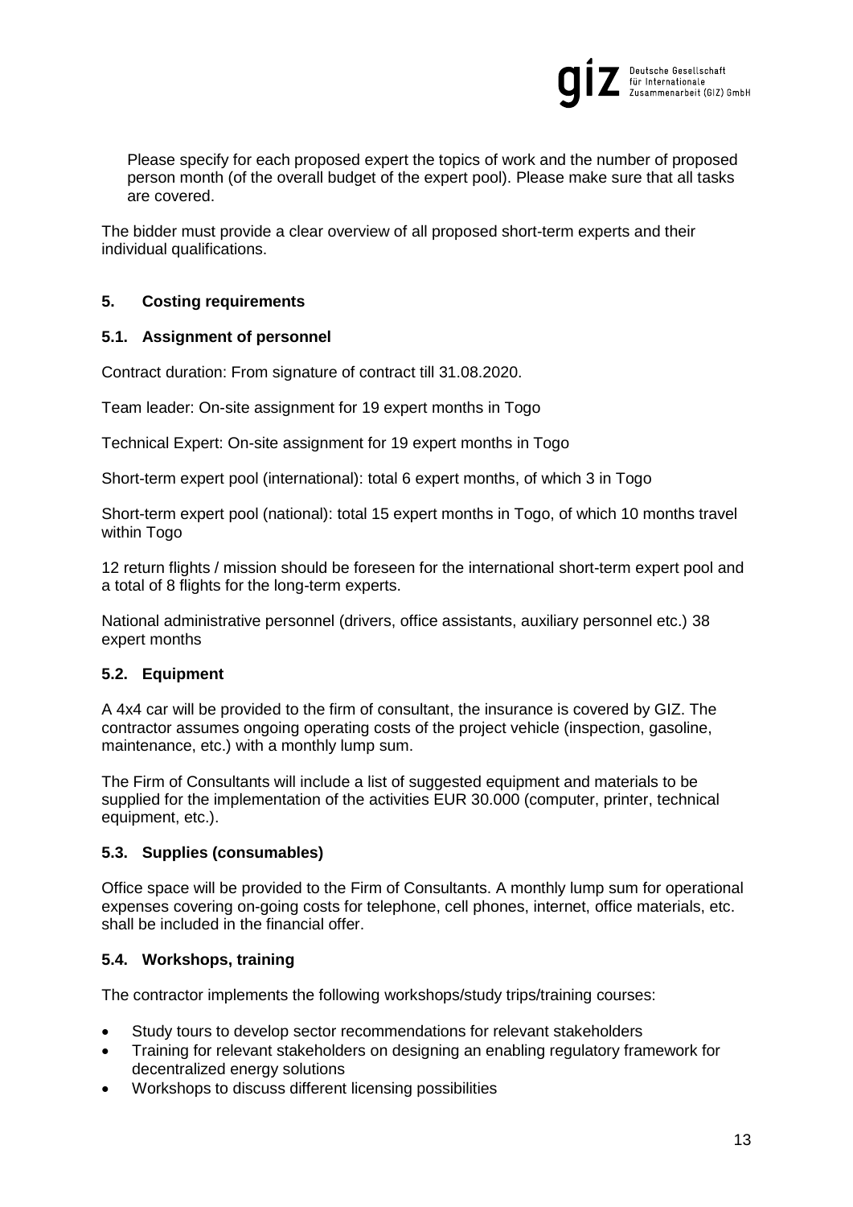Please specify for each proposed expert the topics of work and the number of proposed person month (of the overall budget of the expert pool). Please make sure that all tasks are covered.

The bidder must provide a clear overview of all proposed short-term experts and their individual qualifications.

## 5. Costing requirements

### 5.1. Assignment of personnel

Contract duration: From signature of contract till 31.08.2020.

Team leader: On-site assignment for 19 expert months in Togo

Technical Expert: On-site assignment for 19 expert months in Togo

Short-term expert pool (international): total 6 expert months, of which 3 in Togo

Short-term expert pool (national): total 15 expert months in Togo, of which 10 months travel within Togo

12 return flights / mission should be foreseen for the international short-term expert pool and a total of 8 flights for the long-term experts.

National administrative personnel (drivers, office assistants, auxiliary personnel etc.) 38 expert months

### 5.2. Equipment

A 4x4 car will be provided to the firm of consultant, the insurance is covered by GIZ. The contractor assumes ongoing operating costs of the project vehicle (inspection, gasoline, maintenance, etc.) with a monthly lump sum.

The Firm of Consultants will include a list of suggested equipment and materials to be supplied for the implementation of the activities EUR 30.000 (computer, printer, technical equipment, etc.).

### 5.3. Supplies (consumables)

Office space will be provided to the Firm of Consultants. A monthly lump sum for operational expenses covering on-going costs for telephone, cell phones, internet, office materials, etc. shall be included in the financial offer.

### 5.4. Workshops, training

The contractor implements the following workshops/study trips/training courses:

- Study tours to develop sector recommendations for relevant stakeholders
- Training for relevant stakeholders on designing an enabling regulatory framework for decentralized energy solutions
- Workshops to discuss different licensing possibilities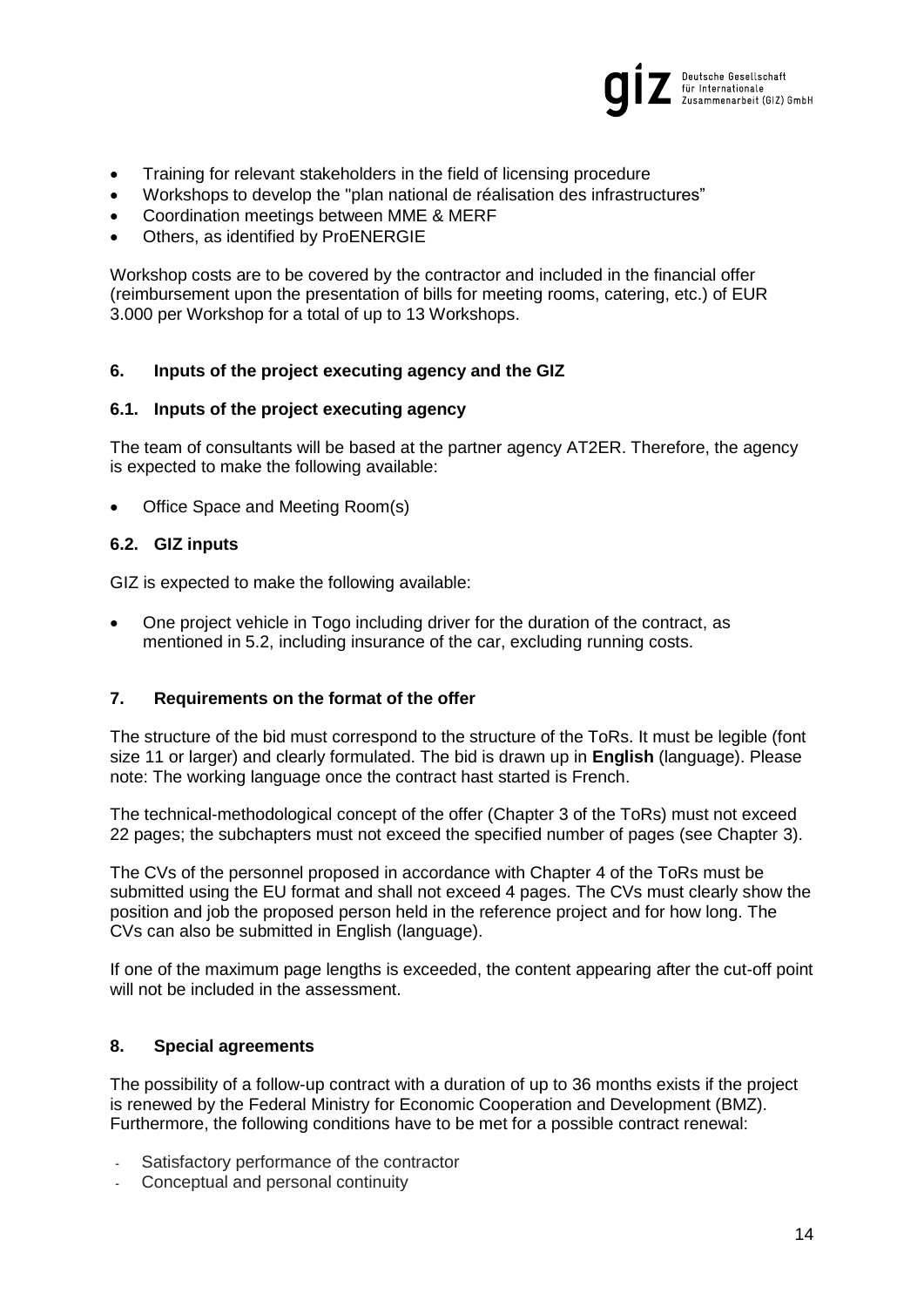- Training for relevant stakeholders in the field of licensing procedure
- Workshops to develop the "plan national de réalisation des infrastructures"
- Coordination meetings between MME & MERF
- Others, as identified by ProENERGIE

Workshop costs are to be covered by the contractor and included in the financial offer (reimbursement upon the presentation of bills for meeting rooms, catering, etc.) of EUR 3.000 per Workshop for a total of up to 13 Workshops.

## 6. Inputs of the project executing agency and the GIZ

### 6.1. Inputs of the project executing agency

The team of consultants will be based at the partner agency AT2ER. Therefore, the agency is expected to make the following available:

- Office Space and Meeting Room(s)

### 6.2. GIZ inputs

GIZ is expected to make the following available:

- One project vehicle in Togo including driver for the duration of the contract, as mentioned in 5.2, including insurance of the car, excluding running costs.

## 7. Requirements on the format of the offer

The structure of the bid must correspond to the structure of the ToRs. It must be legible (font size 11 or larger) and clearly formulated. The bid is drawn up in **English** (language). Please note: The working language once the contract hast started is French.

The technical-methodological concept of the offer (Chapter 3 of the ToRs) must not exceed 22 pages; the subchapters must not exceed the specified number of pages (see Chapter 3).

The CVs of the personnel proposed in accordance with Chapter 4 of the ToRs must be submitted using the EU format and shall not exceed 4 pages. The CVs must clearly show the position and job the proposed person held in the reference project and for how long. The CVs can also be submitted in English (language).

If one of the maximum page lengths is exceeded, the content appearing after the cut-off point will not be included in the assessment.

## 8. Special agreements

The possibility of a follow-up contract with a duration of up to 36 months exists if the project is renewed by the Federal Ministry for Economic Cooperation and Development (BMZ). Furthermore, the following conditions have to be met for a possible contract renewal:

- Satisfactory performance of the contractor
- Conceptual and personal continuity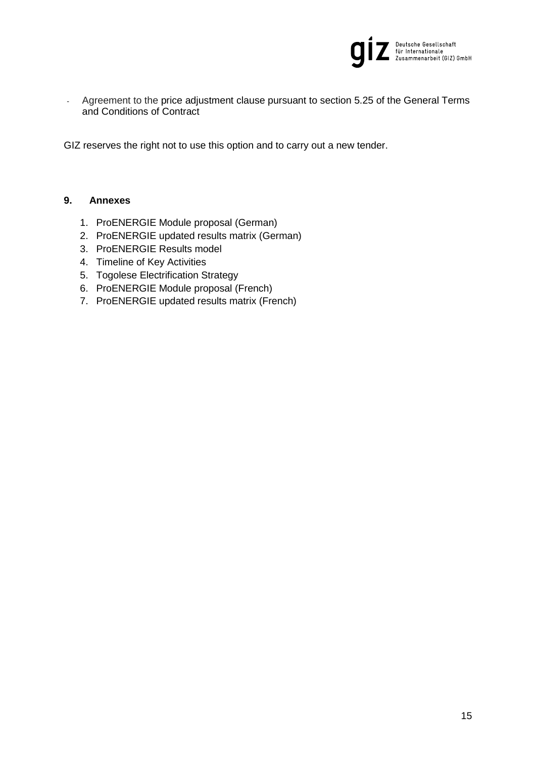- Agreement to the price adjustment clause pursuant to section 5.25 of the General Terms and Conditions of Contract

GIZ reserves the right not to use this option and to carry out a new tender.

## 9. Annexes

1. ProENERGIE Module proposal (German)
2. ProENERGIE updated results matrix (German)
3. ProENERGIE Results model
4. Timeline of Key Activities
5. Togolese Electrification Strategy
6. ProENERGIE Module proposal (French)
7. ProENERGIE updated results matrix (French)